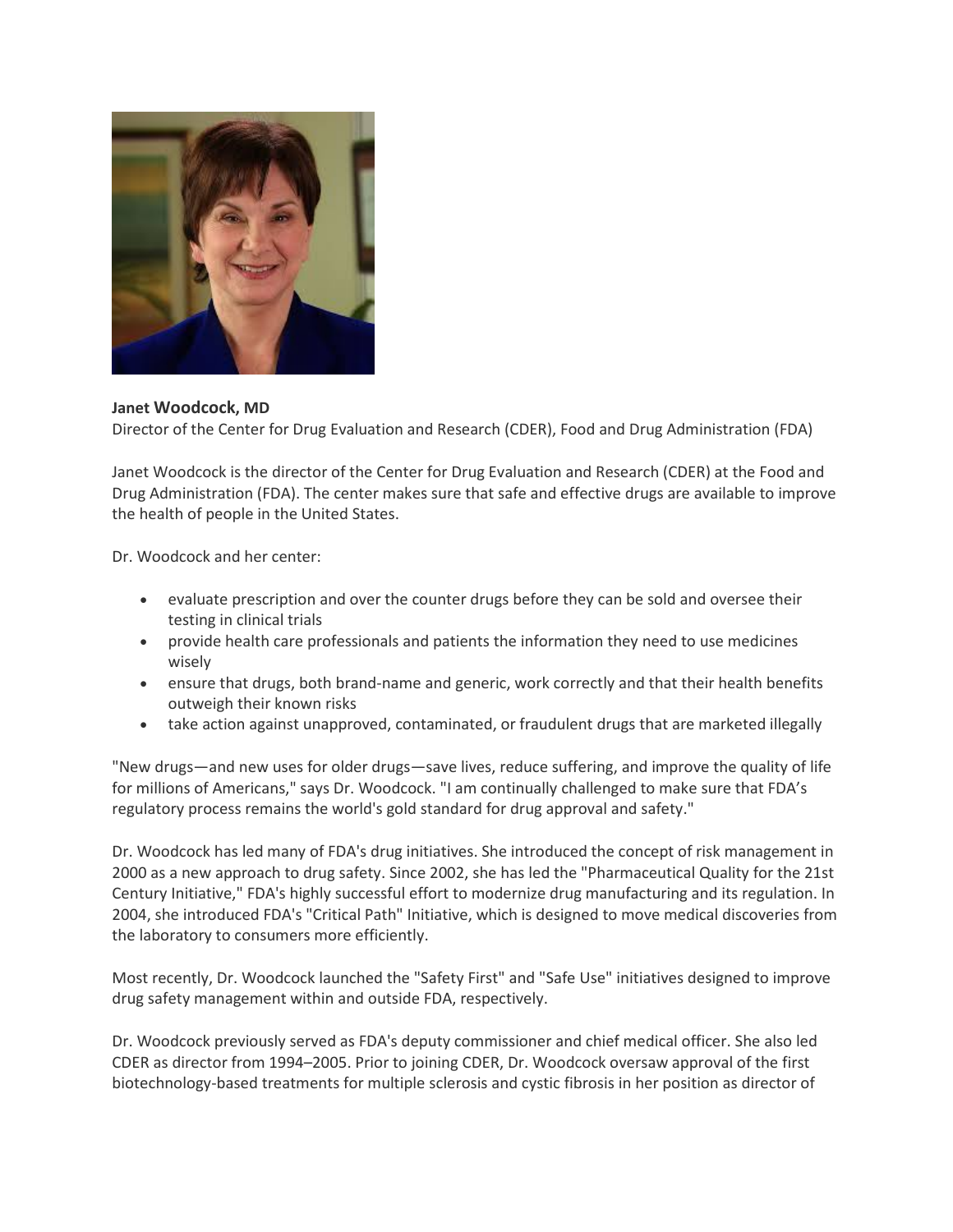**Janet Woodcock, MD**
Director of the Center for Drug Evaluation and Research (CDER), Food and Drug Administration (FDA)

Janet Woodcock is the director of the Center for Drug Evaluation and Research (CDER) at the Food and Drug Administration (FDA). The center makes sure that safe and effective drugs are available to improve the health of people in the United States.

Dr. Woodcock and her center:

- evaluate prescription and over the counter drugs before they can be sold and oversee their testing in clinical trials
- provide health care professionals and patients the information they need to use medicines wisely
- ensure that drugs, both brand-name and generic, work correctly and that their health benefits outweigh their known risks
- take action against unapproved, contaminated, or fraudulent drugs that are marketed illegally

"New drugs—and new uses for older drugs—save lives, reduce suffering, and improve the quality of life for millions of Americans," says Dr. Woodcock. "I am continually challenged to make sure that FDA's regulatory process remains the world's gold standard for drug approval and safety."

Dr. Woodcock has led many of FDA's drug initiatives. She introduced the concept of risk management in 2000 as a new approach to drug safety. Since 2002, she has led the "Pharmaceutical Quality for the 21st Century Initiative," FDA's highly successful effort to modernize drug manufacturing and its regulation. In 2004, she introduced FDA's "Critical Path" Initiative, which is designed to move medical discoveries from the laboratory to consumers more efficiently.

Most recently, Dr. Woodcock launched the "Safety First" and "Safe Use" initiatives designed to improve drug safety management within and outside FDA, respectively.

Dr. Woodcock previously served as FDA's deputy commissioner and chief medical officer. She also led CDER as director from 1994–2005. Prior to joining CDER, Dr. Woodcock oversaw approval of the first biotechnology-based treatments for multiple sclerosis and cystic fibrosis in her position as director of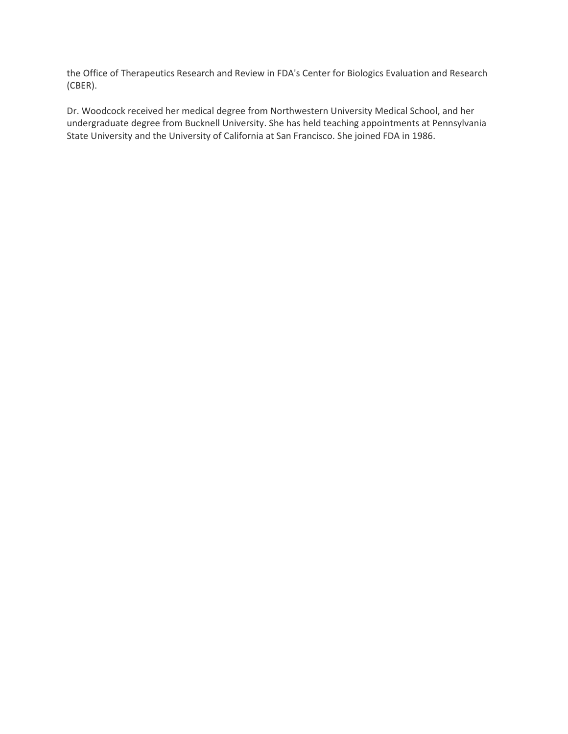the Office of Therapeutics Research and Review in FDA's Center for Biologics Evaluation and Research (CBER).

Dr. Woodcock received her medical degree from Northwestern University Medical School, and her undergraduate degree from Bucknell University. She has held teaching appointments at Pennsylvania State University and the University of California at San Francisco. She joined FDA in 1986.